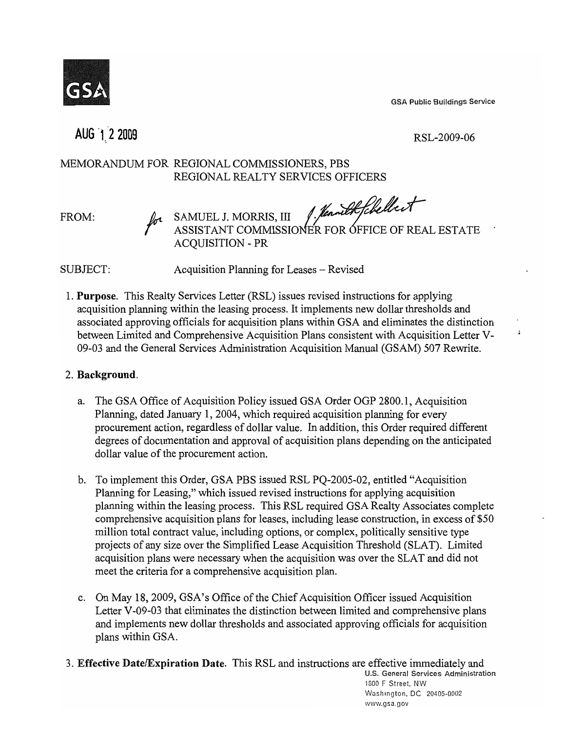GSA

GSA Public Buildings Service

AUG 12 2009

RSL-2009-06

MEMORANDUM FOR REGIONAL COMMISSIONERS, PBS
REGIONAL REALTY SERVICES OFFICERS

FROM: for SAMUEL J. MORRIS, III
ASSISTANT COMMISSIONER FOR OFFICE OF REAL ESTATE ACQUISITION - PR

SUBJECT: Acquisition Planning for Leases – Revised

1. **Purpose**. This Realty Services Letter (RSL) issues revised instructions for applying acquisition planning within the leasing process. It implements new dollar thresholds and associated approving officials for acquisition plans within GSA and eliminates the distinction between Limited and Comprehensive Acquisition Plans consistent with Acquisition Letter V-09-03 and the General Services Administration Acquisition Manual (GSAM) 507 Rewrite.

2. **Background**.

   a. The GSA Office of Acquisition Policy issued GSA Order OGP 2800.1, Acquisition Planning, dated January 1, 2004, which required acquisition planning for every procurement action, regardless of dollar value. In addition, this Order required different degrees of documentation and approval of acquisition plans depending on the anticipated dollar value of the procurement action.

   b. To implement this Order, GSA PBS issued RSL PQ-2005-02, entitled "Acquisition Planning for Leasing," which issued revised instructions for applying acquisition planning within the leasing process. This RSL required GSA Realty Associates complete comprehensive acquisition plans for leases, including lease construction, in excess of $50 million total contract value, including options, or complex, politically sensitive type projects of any size over the Simplified Lease Acquisition Threshold (SLAT). Limited acquisition plans were necessary when the acquisition was over the SLAT and did not meet the criteria for a comprehensive acquisition plan.

   c. On May 18, 2009, GSA's Office of the Chief Acquisition Officer issued Acquisition Letter V-09-03 that eliminates the distinction between limited and comprehensive plans and implements new dollar thresholds and associated approving officials for acquisition plans within GSA.

3. **Effective Date/Expiration Date**. This RSL and instructions are effective immediately and

U.S. General Services Administration
1800 F Street, NW
Washington, DC 20405-0002
www.gsa.gov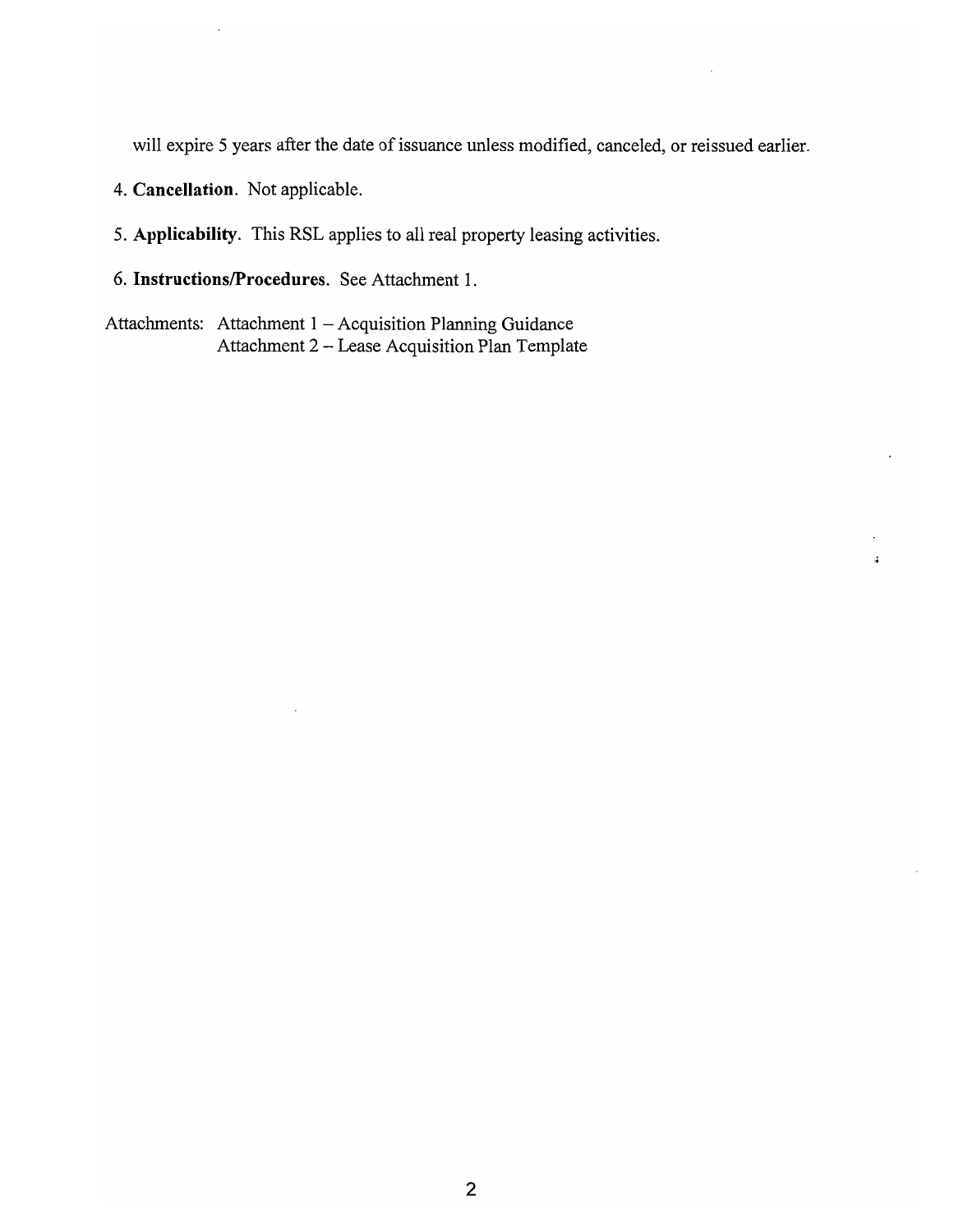will expire 5 years after the date of issuance unless modified, canceled, or reissued earlier.

4. **Cancellation**. Not applicable.

5. **Applicability**. This RSL applies to all real property leasing activities.

6. **Instructions/Procedures**. See Attachment 1.

Attachments: Attachment 1 – Acquisition Planning Guidance
Attachment 2 – Lease Acquisition Plan Template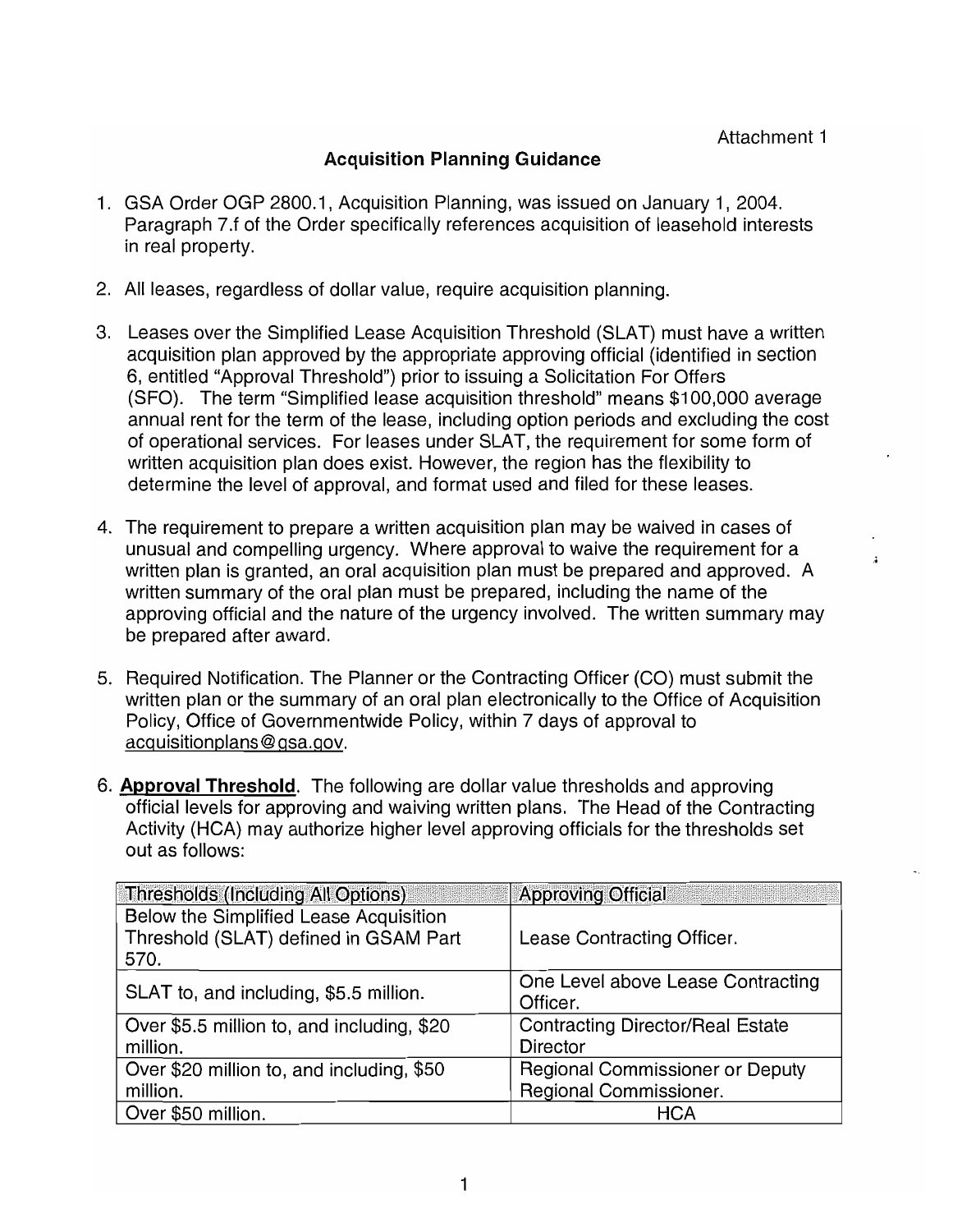Attachment 1

## Acquisition Planning Guidance

1. GSA Order OGP 2800.1, Acquisition Planning, was issued on January 1, 2004. Paragraph 7.f of the Order specifically references acquisition of leasehold interests in real property.

2. All leases, regardless of dollar value, require acquisition planning.

3. Leases over the Simplified Lease Acquisition Threshold (SLAT) must have a written acquisition plan approved by the appropriate approving official (identified in section 6, entitled "Approval Threshold") prior to issuing a Solicitation For Offers (SFO). The term "Simplified lease acquisition threshold" means $100,000 average annual rent for the term of the lease, including option periods and excluding the cost of operational services. For leases under SLAT, the requirement for some form of written acquisition plan does exist. However, the region has the flexibility to determine the level of approval, and format used and filed for these leases.

4. The requirement to prepare a written acquisition plan may be waived in cases of unusual and compelling urgency. Where approval to waive the requirement for a written plan is granted, an oral acquisition plan must be prepared and approved. A written summary of the oral plan must be prepared, including the name of the approving official and the nature of the urgency involved. The written summary may be prepared after award.

5. Required Notification. The Planner or the Contracting Officer (CO) must submit the written plan or the summary of an oral plan electronically to the Office of Acquisition Policy, Office of Governmentwide Policy, within 7 days of approval to acquisitionplans@gsa.gov.

6. **Approval Threshold**. The following are dollar value thresholds and approving official levels for approving and waiving written plans. The Head of the Contracting Activity (HCA) may authorize higher level approving officials for the thresholds set out as follows:

| Thresholds (Including All Options) | Approving Official |
|---|---|
| Below the Simplified Lease Acquisition Threshold (SLAT) defined in GSAM Part 570. | Lease Contracting Officer. |
| SLAT to, and including, $5.5 million. | One Level above Lease Contracting Officer. |
| Over $5.5 million to, and including, $20 million. | Contracting Director/Real Estate Director |
| Over $20 million to, and including, $50 million. | Regional Commissioner or Deputy Regional Commissioner. |
| Over $50 million. | HCA |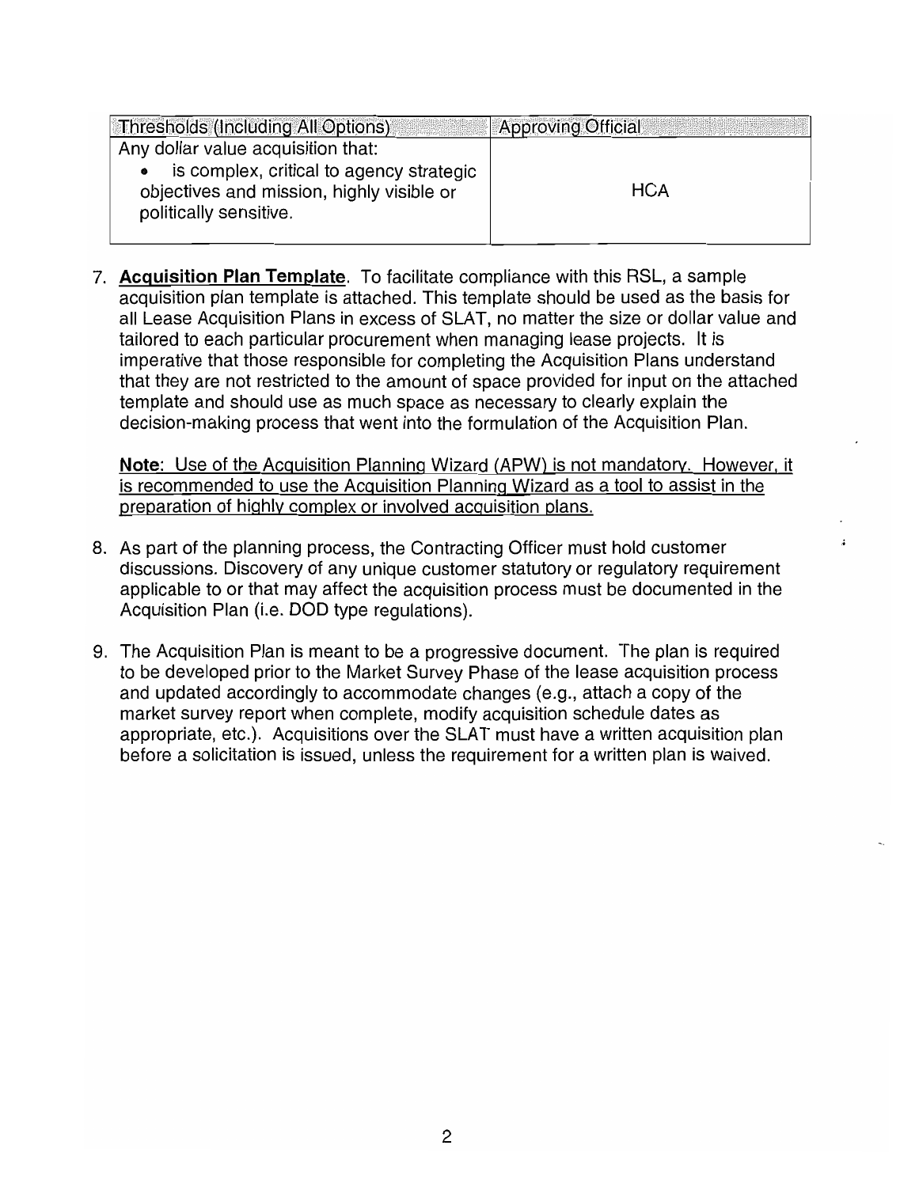| Thresholds (Including All Options) | Approving Official |
| --- | --- |
| Any dollar value acquisition that:<br>• is complex, critical to agency strategic objectives and mission, highly visible or politically sensitive. | HCA |

7. **Acquisition Plan Template**. To facilitate compliance with this RSL, a sample acquisition plan template is attached. This template should be used as the basis for all Lease Acquisition Plans in excess of SLAT, no matter the size or dollar value and tailored to each particular procurement when managing lease projects. It is imperative that those responsible for completing the Acquisition Plans understand that they are not restricted to the amount of space provided for input on the attached template and should use as much space as necessary to clearly explain the decision-making process that went into the formulation of the Acquisition Plan.

   **Note**: Use of the Acquisition Planning Wizard (APW) is not mandatory. However, it is recommended to use the Acquisition Planning Wizard as a tool to assist in the preparation of highly complex or involved acquisition plans.

8. As part of the planning process, the Contracting Officer must hold customer discussions. Discovery of any unique customer statutory or regulatory requirement applicable to or that may affect the acquisition process must be documented in the Acquisition Plan (i.e. DOD type regulations).

9. The Acquisition Plan is meant to be a progressive document. The plan is required to be developed prior to the Market Survey Phase of the lease acquisition process and updated accordingly to accommodate changes (e.g., attach a copy of the market survey report when complete, modify acquisition schedule dates as appropriate, etc.). Acquisitions over the SLAT must have a written acquisition plan before a solicitation is issued, unless the requirement for a written plan is waived.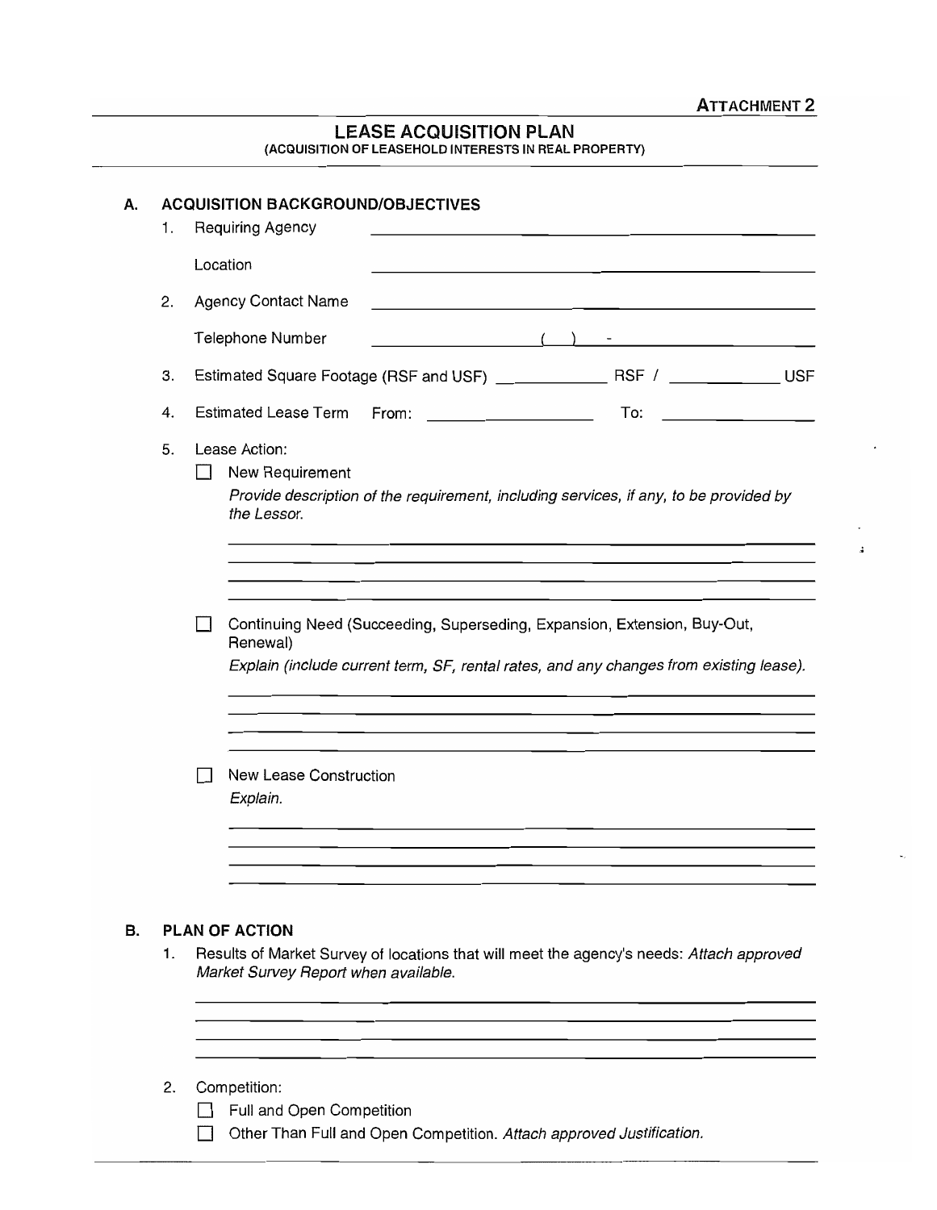**ATTACHMENT 2**

# LEASE ACQUISITION PLAN

(ACQUISITION OF LEASEHOLD INTERESTS IN REAL PROPERTY)

## A. ACQUISITION BACKGROUND/OBJECTIVES

1. Requiring Agency \_\_\_\_\_\_\_\_\_\_\_\_\_\_\_\_\_\_\_\_\_\_\_\_\_\_\_\_\_\_\_\_\_\_\_\_\_\_\_\_

   Location \_\_\_\_\_\_\_\_\_\_\_\_\_\_\_\_\_\_\_\_\_\_\_\_\_\_\_\_\_\_\_\_\_\_\_\_\_\_\_\_

2. Agency Contact Name \_\_\_\_\_\_\_\_\_\_\_\_\_\_\_\_\_\_\_\_\_\_\_\_\_\_\_\_\_\_\_\_\_\_\_\_\_\_\_\_

   Telephone Number ( ) -

3. Estimated Square Footage (RSF and USF) \_\_\_\_\_\_\_\_\_\_\_\_ RSF / \_\_\_\_\_\_\_\_\_\_\_\_ USF

4. Estimated Lease Term From: \_\_\_\_\_\_\_\_\_\_\_\_\_\_\_\_\_\_ To: \_\_\_\_\_\_\_\_\_\_\_\_\_\_\_\_\_\_

5. Lease Action:

   ☐ New Requirement

   *Provide description of the requirement, including services, if any, to be provided by the Lessor.*

   ☐ Continuing Need (Succeeding, Superseding, Expansion, Extension, Buy-Out, Renewal)

   *Explain (include current term, SF, rental rates, and any changes from existing lease).*

   ☐ New Lease Construction

   *Explain.*

## B. PLAN OF ACTION

1. Results of Market Survey of locations that will meet the agency's needs: *Attach approved Market Survey Report when available.*

2. Competition:

   ☐ Full and Open Competition

   ☐ Other Than Full and Open Competition. *Attach approved Justification.*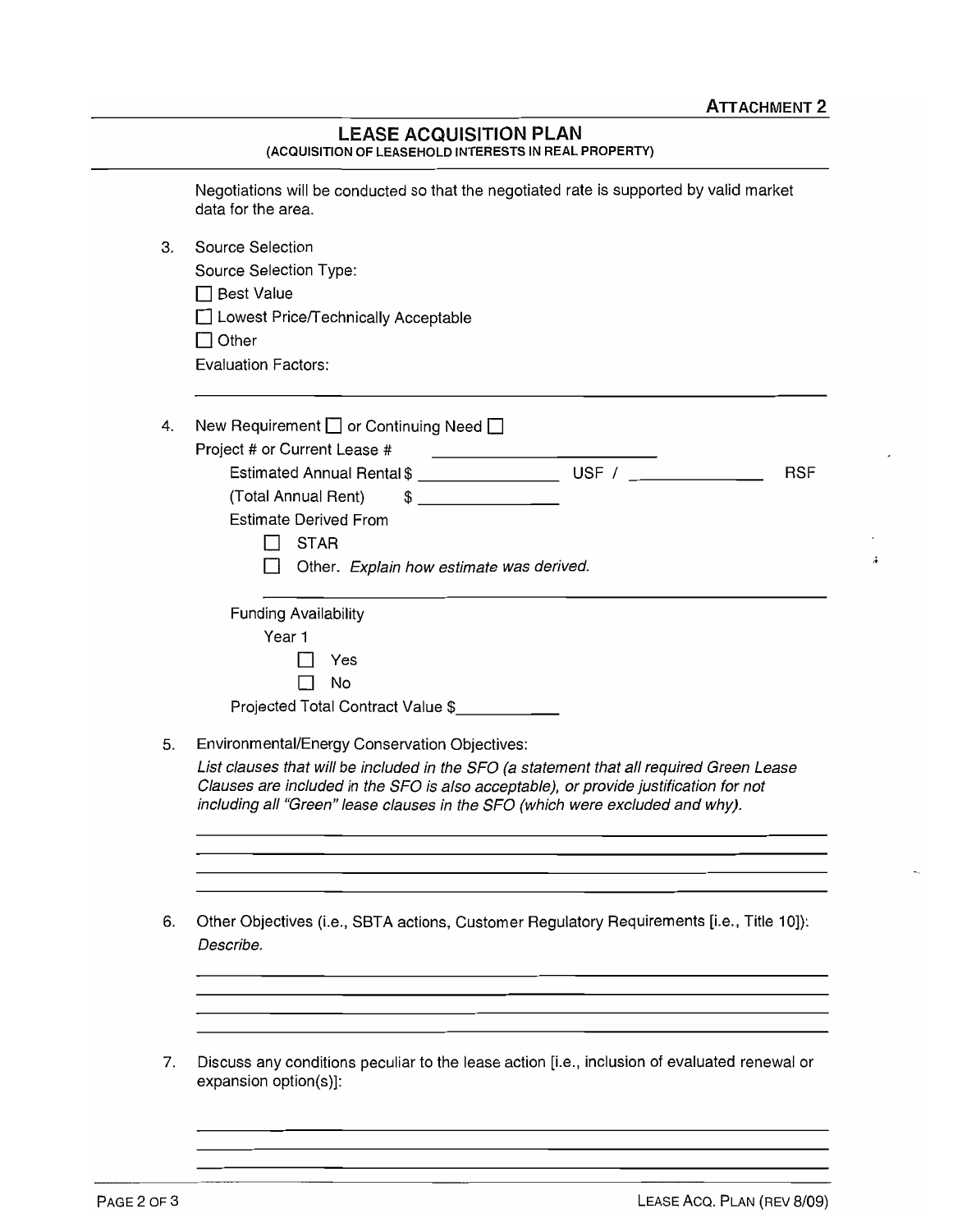ATTACHMENT 2

## LEASE ACQUISITION PLAN
(ACQUISITION OF LEASEHOLD INTERESTS IN REAL PROPERTY)

Negotiations will be conducted so that the negotiated rate is supported by valid market data for the area.

3. Source Selection

   Source Selection Type:

   ☐ Best Value

   ☐ Lowest Price/Technically Acceptable

   ☐ Other

   Evaluation Factors:

   ______________________________________________

4. New Requirement ☐ or Continuing Need ☐

   Project # or Current Lease # ____________________

   Estimated Annual Rental $ ______________ USF / ______________ RSF

   (Total Annual Rent) $ ______________

   Estimate Derived From

   ☐ STAR

   ☐ Other. *Explain how estimate was derived.*

   ______________________________________________

   Funding Availability

   Year 1

   ☐ Yes

   ☐ No

   Projected Total Contract Value $____________

5. Environmental/Energy Conservation Objectives:

   *List clauses that will be included in the SFO (a statement that all required Green Lease Clauses are included in the SFO is also acceptable), or provide justification for not including all "Green" lease clauses in the SFO (which were excluded and why).*

   ______________________________________________

   ______________________________________________

   ______________________________________________

   ______________________________________________

6. Other Objectives (i.e., SBTA actions, Customer Regulatory Requirements [i.e., Title 10]): *Describe.*

   ______________________________________________

   ______________________________________________

   ______________________________________________

   ______________________________________________

7. Discuss any conditions peculiar to the lease action [i.e., inclusion of evaluated renewal or expansion option(s)]:

   ______________________________________________

   ______________________________________________

   ______________________________________________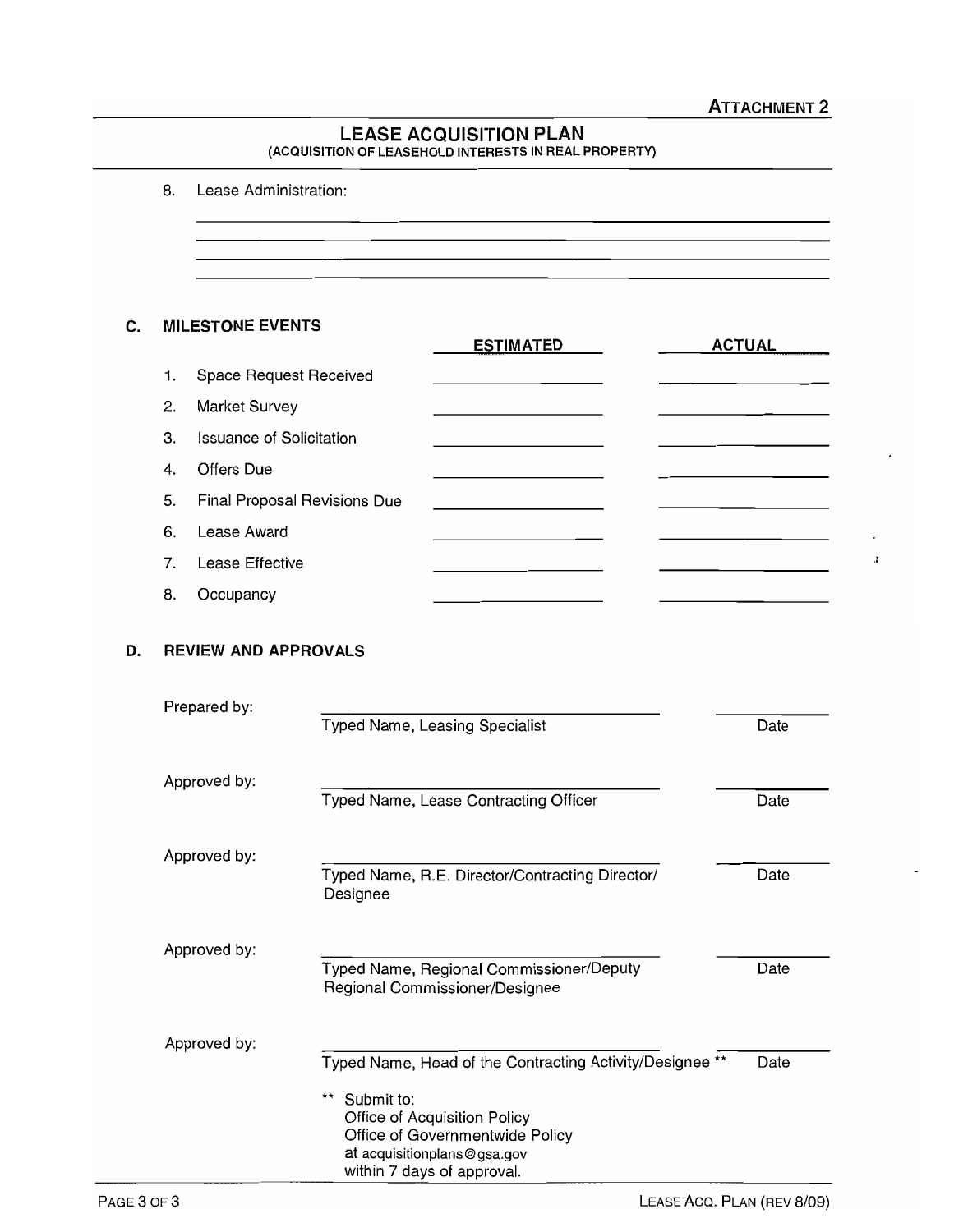ATTACHMENT 2

# LEASE ACQUISITION PLAN
(ACQUISITION OF LEASEHOLD INTERESTS IN REAL PROPERTY)

8. Lease Administration:

______________________________________________________________________
______________________________________________________________________
______________________________________________________________________
______________________________________________________________________

## C. MILESTONE EVENTS

| | ESTIMATED | ACTUAL |
|---|---|---|
| 1. Space Request Received | | |
| 2. Market Survey | | |
| 3. Issuance of Solicitation | | |
| 4. Offers Due | | |
| 5. Final Proposal Revisions Due | | |
| 6. Lease Award | | |
| 7. Lease Effective | | |
| 8. Occupancy | | |

## D. REVIEW AND APPROVALS

| | | |
|---|---|---|
| Prepared by: | Typed Name, Leasing Specialist | Date |
| Approved by: | Typed Name, Lease Contracting Officer | Date |
| Approved by: | Typed Name, R.E. Director/Contracting Director/ Designee | Date |
| Approved by: | Typed Name, Regional Commissioner/Deputy Regional Commissioner/Designee | Date |
| Approved by: | Typed Name, Head of the Contracting Activity/Designee ** | Date |

** Submit to:
Office of Acquisition Policy
Office of Governmentwide Policy
at acquisitionplans@gsa.gov
within 7 days of approval.